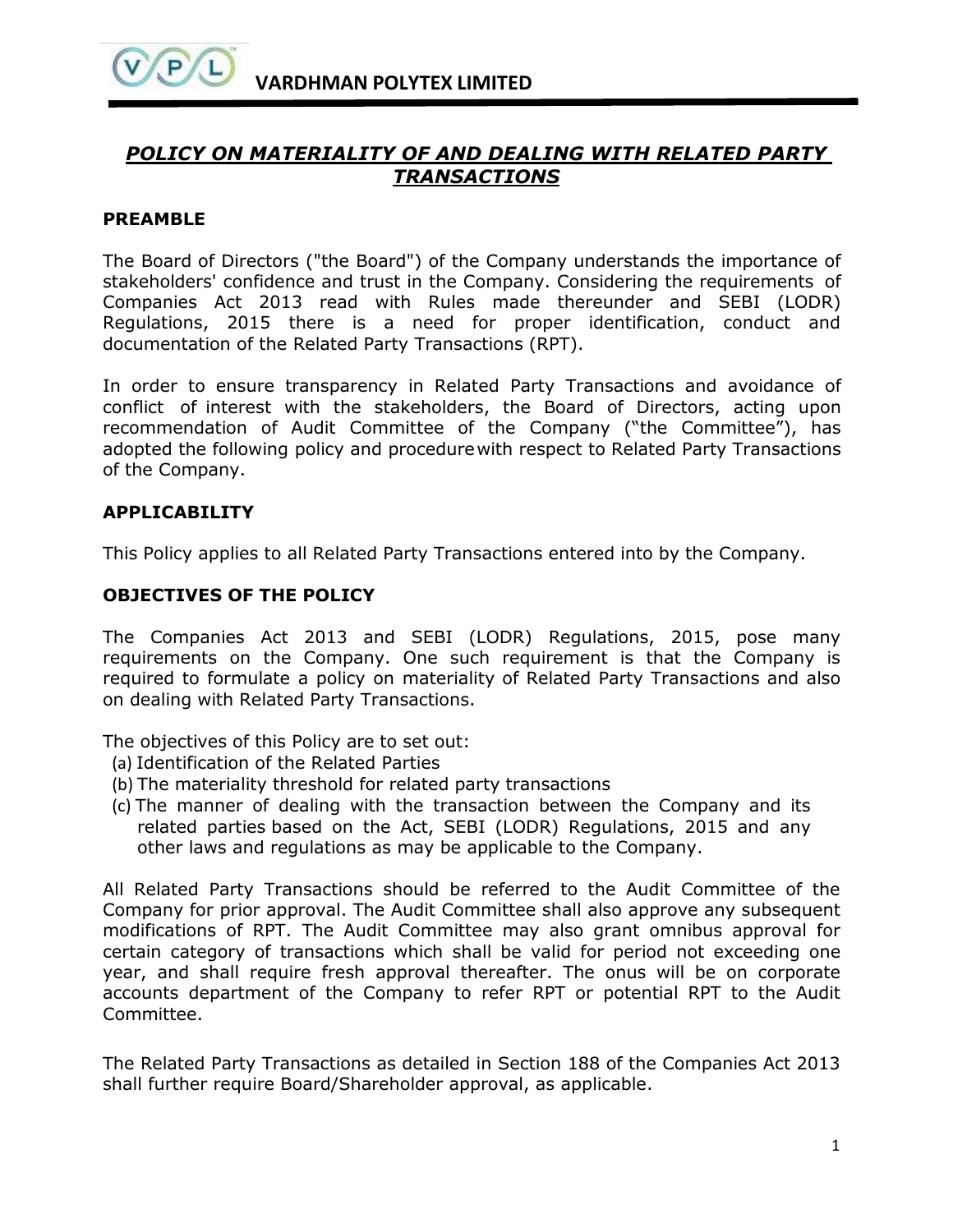# ***POLICY ON MATERIALITY OF AND DEALING WITH RELATED PARTY TRANSACTIONS***

## PREAMBLE

The Board of Directors ("the Board") of the Company understands the importance of stakeholders' confidence and trust in the Company. Considering the requirements of Companies Act 2013 read with Rules made thereunder and SEBI (LODR) Regulations, 2015 there is a need for proper identification, conduct and documentation of the Related Party Transactions (RPT).

In order to ensure transparency in Related Party Transactions and avoidance of conflict of interest with the stakeholders, the Board of Directors, acting upon recommendation of Audit Committee of the Company ("the Committee"), has adopted the following policy and procedure with respect to Related Party Transactions of the Company.

## APPLICABILITY

This Policy applies to all Related Party Transactions entered into by the Company.

## OBJECTIVES OF THE POLICY

The Companies Act 2013 and SEBI (LODR) Regulations, 2015, pose many requirements on the Company. One such requirement is that the Company is required to formulate a policy on materiality of Related Party Transactions and also on dealing with Related Party Transactions.

The objectives of this Policy are to set out:

(a) Identification of the Related Parties
(b) The materiality threshold for related party transactions
(c) The manner of dealing with the transaction between the Company and its related parties based on the Act, SEBI (LODR) Regulations, 2015 and any other laws and regulations as may be applicable to the Company.

All Related Party Transactions should be referred to the Audit Committee of the Company for prior approval. The Audit Committee shall also approve any subsequent modifications of RPT. The Audit Committee may also grant omnibus approval for certain category of transactions which shall be valid for period not exceeding one year, and shall require fresh approval thereafter. The onus will be on corporate accounts department of the Company to refer RPT or potential RPT to the Audit Committee.

The Related Party Transactions as detailed in Section 188 of the Companies Act 2013 shall further require Board/Shareholder approval, as applicable.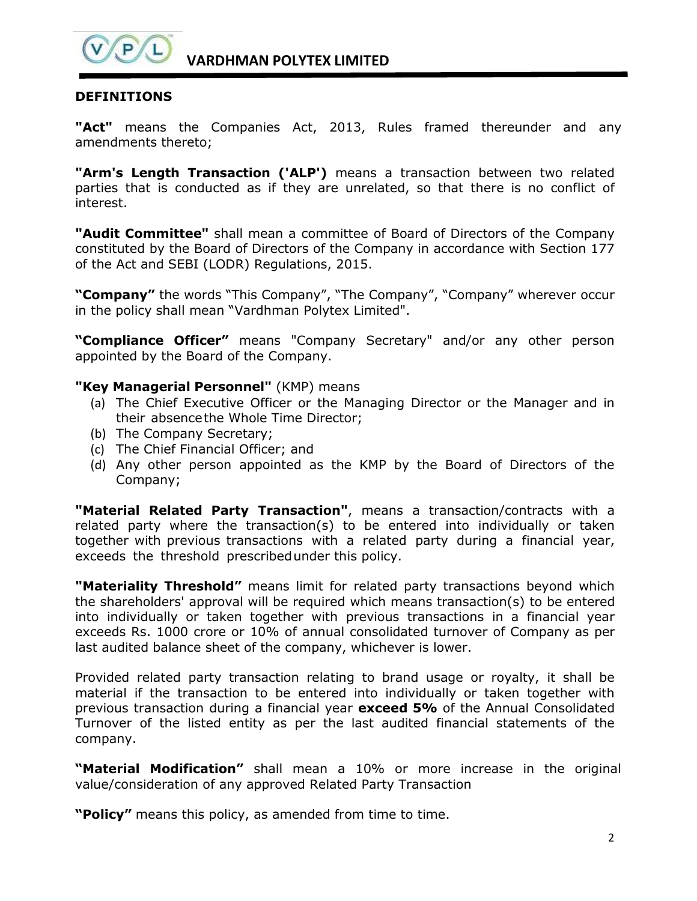## DEFINITIONS

**"Act"** means the Companies Act, 2013, Rules framed thereunder and any amendments thereto;

**"Arm's Length Transaction ('ALP')** means a transaction between two related parties that is conducted as if they are unrelated, so that there is no conflict of interest.

**"Audit Committee"** shall mean a committee of Board of Directors of the Company constituted by the Board of Directors of the Company in accordance with Section 177 of the Act and SEBI (LODR) Regulations, 2015.

**"Company"** the words "This Company", "The Company", "Company" wherever occur in the policy shall mean "Vardhman Polytex Limited".

**"Compliance Officer"** means "Company Secretary" and/or any other person appointed by the Board of the Company.

**"Key Managerial Personnel"** (KMP) means

(a) The Chief Executive Officer or the Managing Director or the Manager and in their absence the Whole Time Director;
(b) The Company Secretary;
(c) The Chief Financial Officer; and
(d) Any other person appointed as the KMP by the Board of Directors of the Company;

**"Material Related Party Transaction"**, means a transaction/contracts with a related party where the transaction(s) to be entered into individually or taken together with previous transactions with a related party during a financial year, exceeds the threshold prescribed under this policy.

**"Materiality Threshold"** means limit for related party transactions beyond which the shareholders' approval will be required which means transaction(s) to be entered into individually or taken together with previous transactions in a financial year exceeds Rs. 1000 crore or 10% of annual consolidated turnover of Company as per last audited balance sheet of the company, whichever is lower.

Provided related party transaction relating to brand usage or royalty, it shall be material if the transaction to be entered into individually or taken together with previous transaction during a financial year **exceed 5%** of the Annual Consolidated Turnover of the listed entity as per the last audited financial statements of the company.

**"Material Modification"** shall mean a 10% or more increase in the original value/consideration of any approved Related Party Transaction

**"Policy"** means this policy, as amended from time to time.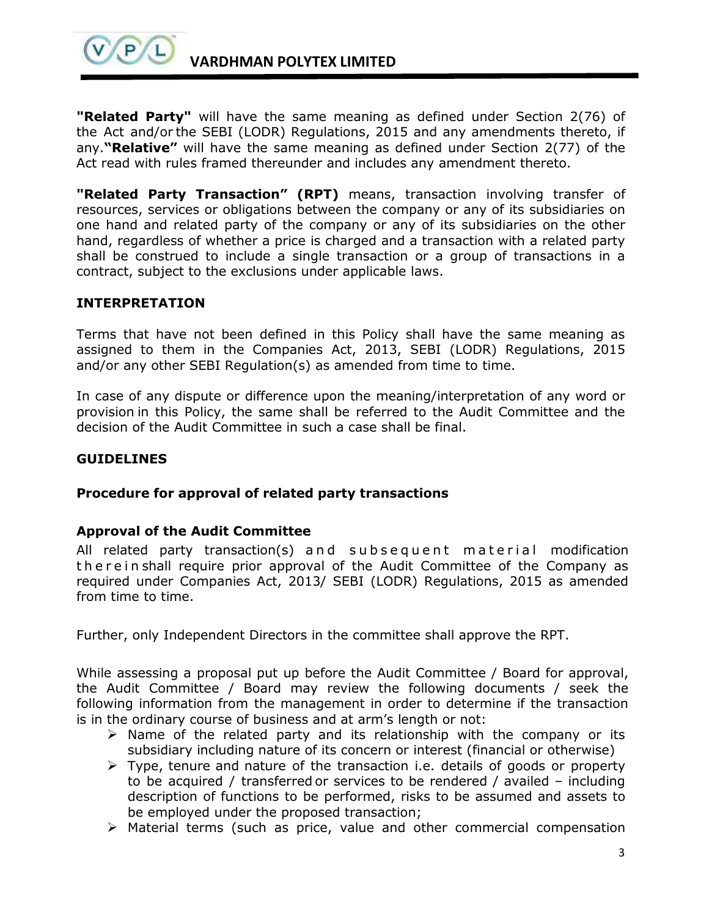**"Related Party"** will have the same meaning as defined under Section 2(76) of the Act and/or the SEBI (LODR) Regulations, 2015 and any amendments thereto, if any.**"Relative"** will have the same meaning as defined under Section 2(77) of the Act read with rules framed thereunder and includes any amendment thereto.

**"Related Party Transaction" (RPT)** means, transaction involving transfer of resources, services or obligations between the company or any of its subsidiaries on one hand and related party of the company or any of its subsidiaries on the other hand, regardless of whether a price is charged and a transaction with a related party shall be construed to include a single transaction or a group of transactions in a contract, subject to the exclusions under applicable laws.

## INTERPRETATION

Terms that have not been defined in this Policy shall have the same meaning as assigned to them in the Companies Act, 2013, SEBI (LODR) Regulations, 2015 and/or any other SEBI Regulation(s) as amended from time to time.

In case of any dispute or difference upon the meaning/interpretation of any word or provision in this Policy, the same shall be referred to the Audit Committee and the decision of the Audit Committee in such a case shall be final.

## GUIDELINES

### Procedure for approval of related party transactions

### Approval of the Audit Committee

All related party transaction(s) and subsequent material modification therein shall require prior approval of the Audit Committee of the Company as required under Companies Act, 2013/ SEBI (LODR) Regulations, 2015 as amended from time to time.

Further, only Independent Directors in the committee shall approve the RPT.

While assessing a proposal put up before the Audit Committee / Board for approval, the Audit Committee / Board may review the following documents / seek the following information from the management in order to determine if the transaction is in the ordinary course of business and at arm's length or not:

- Name of the related party and its relationship with the company or its subsidiary including nature of its concern or interest (financial or otherwise)
- Type, tenure and nature of the transaction i.e. details of goods or property to be acquired / transferred or services to be rendered / availed – including description of functions to be performed, risks to be assumed and assets to be employed under the proposed transaction;
- Material terms (such as price, value and other commercial compensation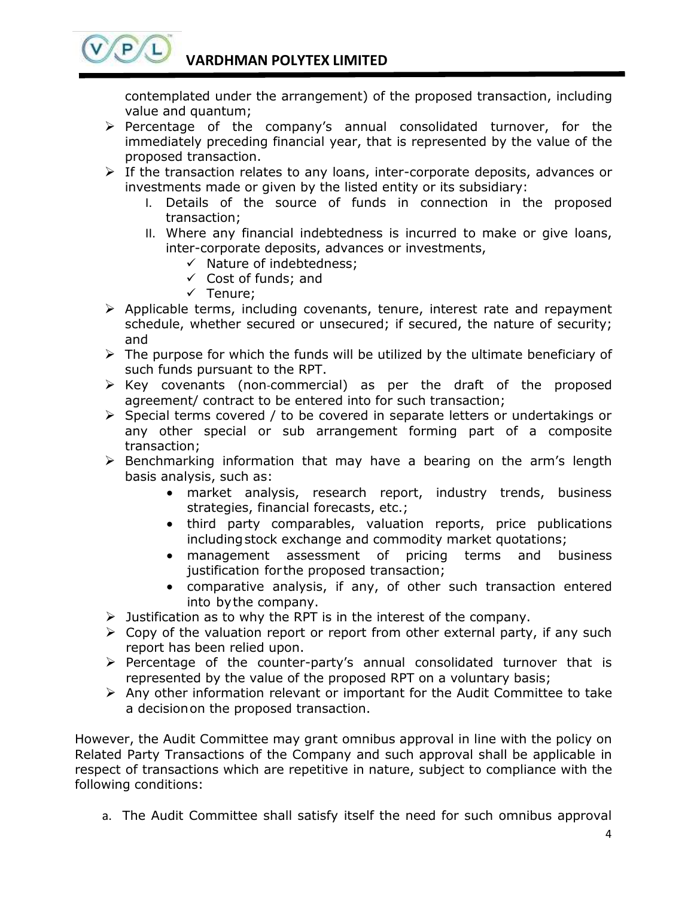contemplated under the arrangement) of the proposed transaction, including value and quantum;

- Percentage of the company's annual consolidated turnover, for the immediately preceding financial year, that is represented by the value of the proposed transaction.
- If the transaction relates to any loans, inter-corporate deposits, advances or investments made or given by the listed entity or its subsidiary:
  - I. Details of the source of funds in connection in the proposed transaction;
  - II. Where any financial indebtedness is incurred to make or give loans, inter-corporate deposits, advances or investments,
    - ✓ Nature of indebtedness;
    - ✓ Cost of funds; and
    - ✓ Tenure;
- Applicable terms, including covenants, tenure, interest rate and repayment schedule, whether secured or unsecured; if secured, the nature of security; and
- The purpose for which the funds will be utilized by the ultimate beneficiary of such funds pursuant to the RPT.
- Key covenants (non-commercial) as per the draft of the proposed agreement/ contract to be entered into for such transaction;
- Special terms covered / to be covered in separate letters or undertakings or any other special or sub arrangement forming part of a composite transaction;
- Benchmarking information that may have a bearing on the arm's length basis analysis, such as:
  - market analysis, research report, industry trends, business strategies, financial forecasts, etc.;
  - third party comparables, valuation reports, price publications including stock exchange and commodity market quotations;
  - management assessment of pricing terms and business justification for the proposed transaction;
  - comparative analysis, if any, of other such transaction entered into by the company.
- Justification as to why the RPT is in the interest of the company.
- Copy of the valuation report or report from other external party, if any such report has been relied upon.
- Percentage of the counter-party's annual consolidated turnover that is represented by the value of the proposed RPT on a voluntary basis;
- Any other information relevant or important for the Audit Committee to take a decision on the proposed transaction.

However, the Audit Committee may grant omnibus approval in line with the policy on Related Party Transactions of the Company and such approval shall be applicable in respect of transactions which are repetitive in nature, subject to compliance with the following conditions:

a. The Audit Committee shall satisfy itself the need for such omnibus approval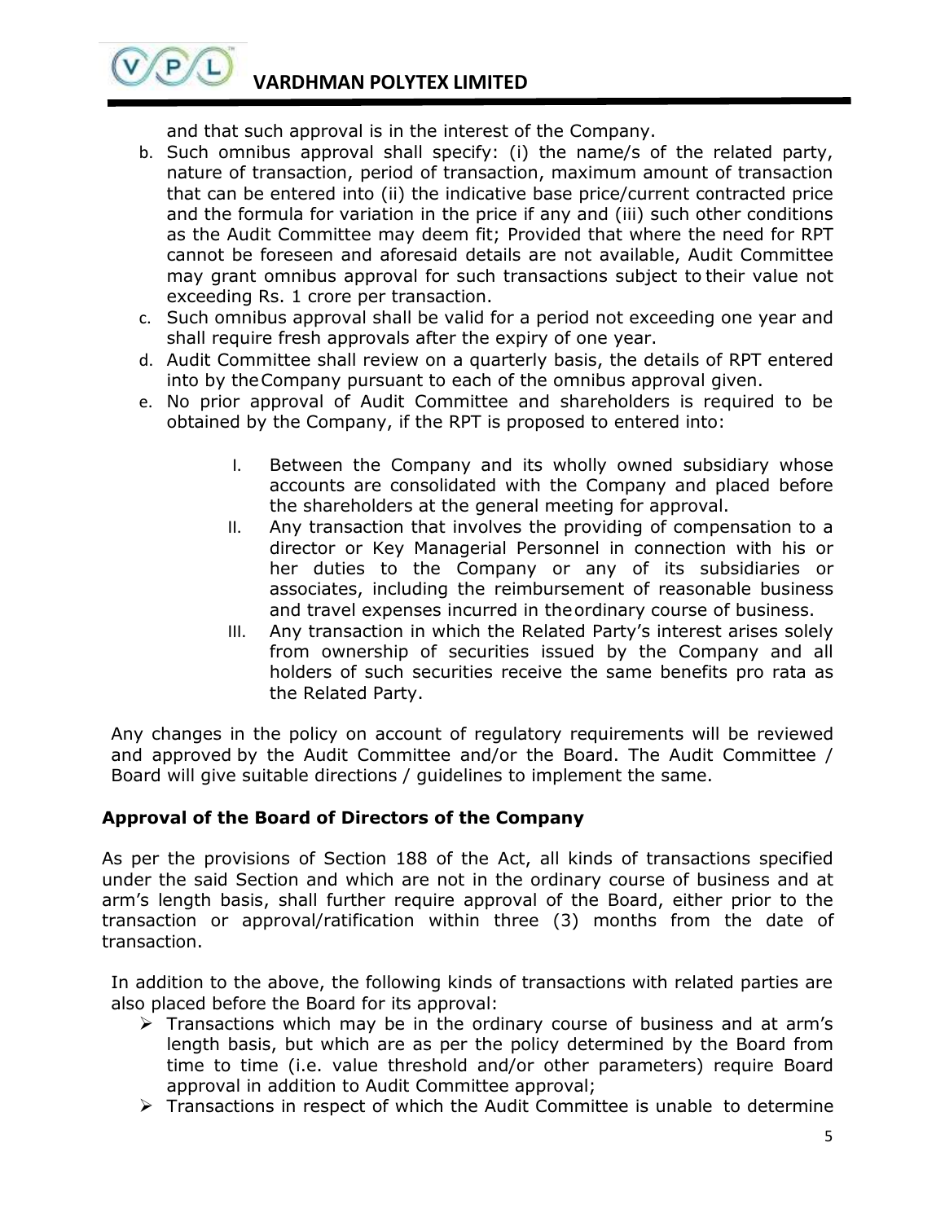and that such approval is in the interest of the Company.

b. Such omnibus approval shall specify: (i) the name/s of the related party, nature of transaction, period of transaction, maximum amount of transaction that can be entered into (ii) the indicative base price/current contracted price and the formula for variation in the price if any and (iii) such other conditions as the Audit Committee may deem fit; Provided that where the need for RPT cannot be foreseen and aforesaid details are not available, Audit Committee may grant omnibus approval for such transactions subject to their value not exceeding Rs. 1 crore per transaction.
c. Such omnibus approval shall be valid for a period not exceeding one year and shall require fresh approvals after the expiry of one year.
d. Audit Committee shall review on a quarterly basis, the details of RPT entered into by the Company pursuant to each of the omnibus approval given.
e. No prior approval of Audit Committee and shareholders is required to be obtained by the Company, if the RPT is proposed to entered into:

   I. Between the Company and its wholly owned subsidiary whose accounts are consolidated with the Company and placed before the shareholders at the general meeting for approval.
   II. Any transaction that involves the providing of compensation to a director or Key Managerial Personnel in connection with his or her duties to the Company or any of its subsidiaries or associates, including the reimbursement of reasonable business and travel expenses incurred in the ordinary course of business.
   III. Any transaction in which the Related Party's interest arises solely from ownership of securities issued by the Company and all holders of such securities receive the same benefits pro rata as the Related Party.

Any changes in the policy on account of regulatory requirements will be reviewed and approved by the Audit Committee and/or the Board. The Audit Committee / Board will give suitable directions / guidelines to implement the same.

**Approval of the Board of Directors of the Company**

As per the provisions of Section 188 of the Act, all kinds of transactions specified under the said Section and which are not in the ordinary course of business and at arm's length basis, shall further require approval of the Board, either prior to the transaction or approval/ratification within three (3) months from the date of transaction.

In addition to the above, the following kinds of transactions with related parties are also placed before the Board for its approval:

- Transactions which may be in the ordinary course of business and at arm's length basis, but which are as per the policy determined by the Board from time to time (i.e. value threshold and/or other parameters) require Board approval in addition to Audit Committee approval;
- Transactions in respect of which the Audit Committee is unable to determine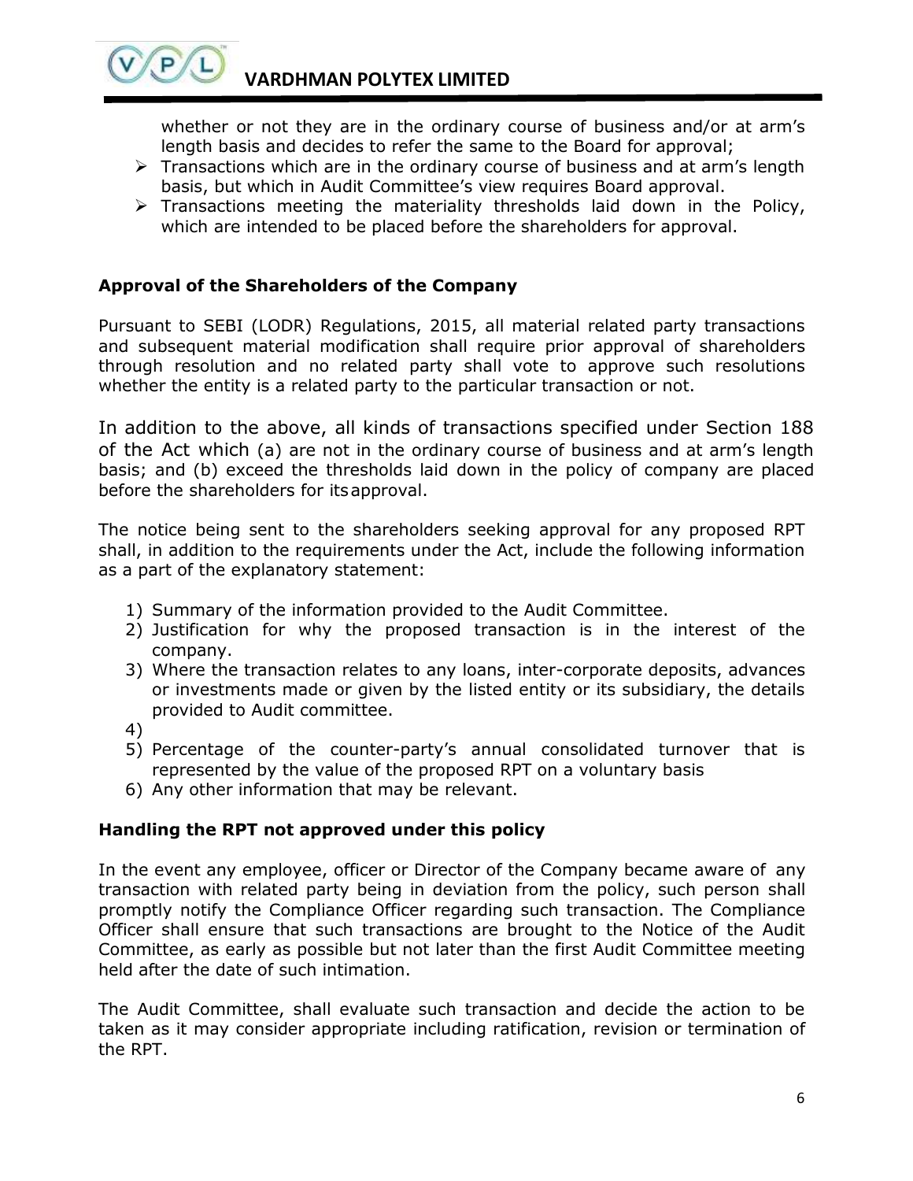whether or not they are in the ordinary course of business and/or at arm's length basis and decides to refer the same to the Board for approval;

- Transactions which are in the ordinary course of business and at arm's length basis, but which in Audit Committee's view requires Board approval.
- Transactions meeting the materiality thresholds laid down in the Policy, which are intended to be placed before the shareholders for approval.

**Approval of the Shareholders of the Company**

Pursuant to SEBI (LODR) Regulations, 2015, all material related party transactions and subsequent material modification shall require prior approval of shareholders through resolution and no related party shall vote to approve such resolutions whether the entity is a related party to the particular transaction or not.

In addition to the above, all kinds of transactions specified under Section 188 of the Act which (a) are not in the ordinary course of business and at arm's length basis; and (b) exceed the thresholds laid down in the policy of company are placed before the shareholders for its approval.

The notice being sent to the shareholders seeking approval for any proposed RPT shall, in addition to the requirements under the Act, include the following information as a part of the explanatory statement:

1) Summary of the information provided to the Audit Committee.
2) Justification for why the proposed transaction is in the interest of the company.
3) Where the transaction relates to any loans, inter-corporate deposits, advances or investments made or given by the listed entity or its subsidiary, the details provided to Audit committee.
4) 
5) Percentage of the counter-party's annual consolidated turnover that is represented by the value of the proposed RPT on a voluntary basis
6) Any other information that may be relevant.

**Handling the RPT not approved under this policy**

In the event any employee, officer or Director of the Company became aware of any transaction with related party being in deviation from the policy, such person shall promptly notify the Compliance Officer regarding such transaction. The Compliance Officer shall ensure that such transactions are brought to the Notice of the Audit Committee, as early as possible but not later than the first Audit Committee meeting held after the date of such intimation.

The Audit Committee, shall evaluate such transaction and decide the action to be taken as it may consider appropriate including ratification, revision or termination of the RPT.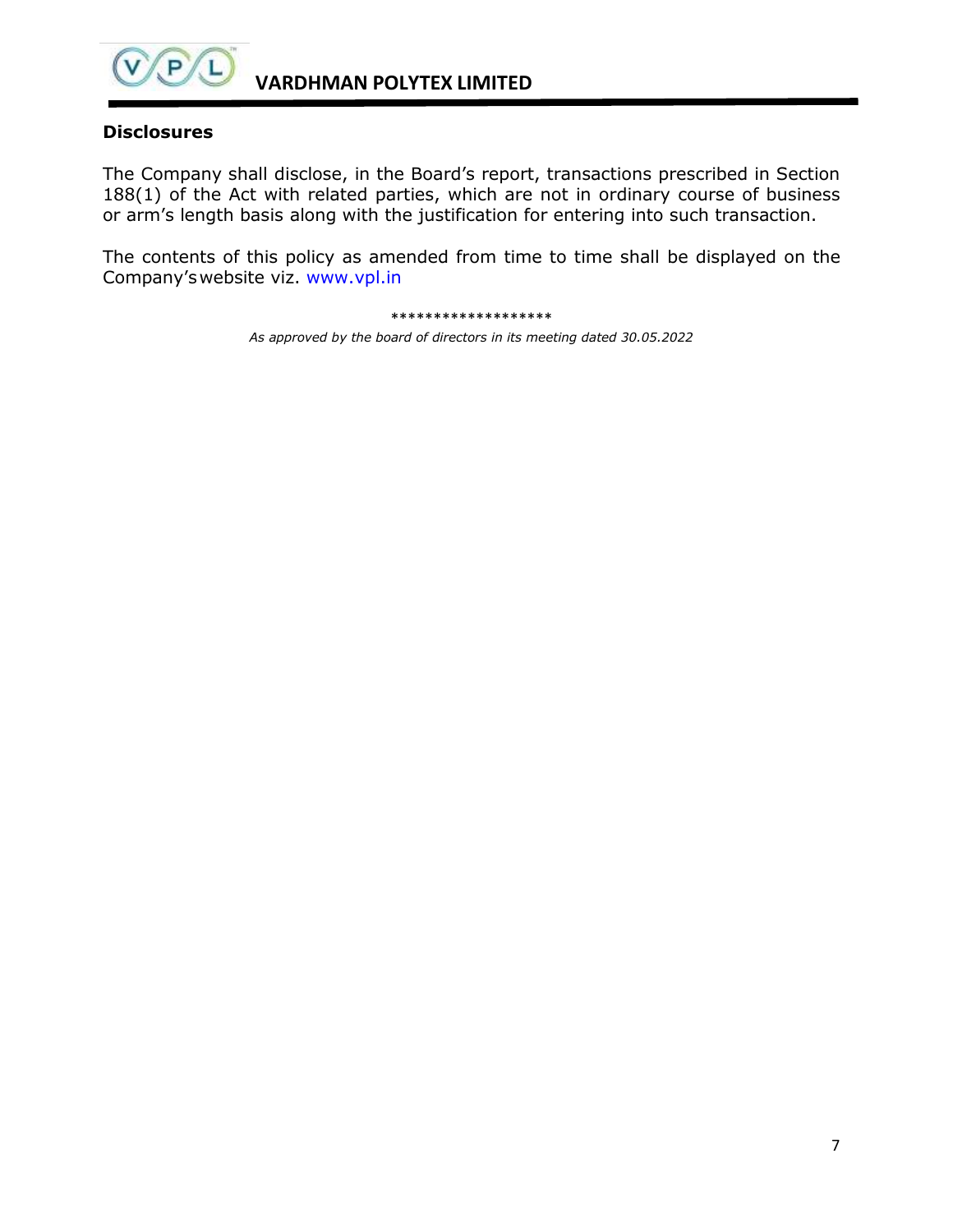## Disclosures

The Company shall disclose, in the Board's report, transactions prescribed in Section 188(1) of the Act with related parties, which are not in ordinary course of business or arm's length basis along with the justification for entering into such transaction.

The contents of this policy as amended from time to time shall be displayed on the Company's website viz. www.vpl.in

*******************

*As approved by the board of directors in its meeting dated 30.05.2022*